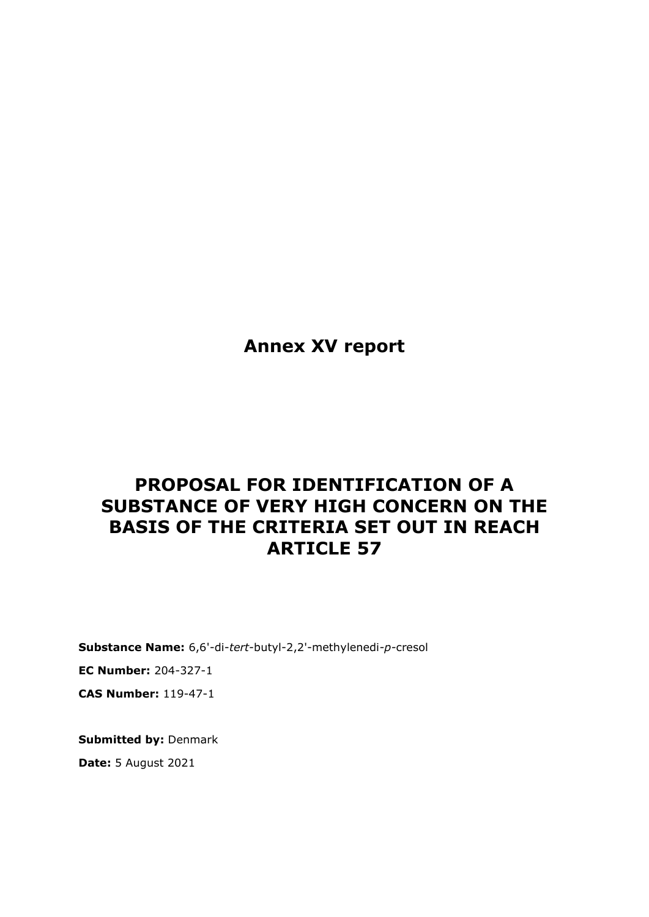# Annex XV report

# PROPOSAL FOR IDENTIFICATION OF A SUBSTANCE OF VERY HIGH CONCERN ON THE BASIS OF THE CRITERIA SET OUT IN REACH ARTICLE 57

**Substance Name:** 6,6'-di-*tert*-butyl-2,2'-methylenedi-*p*-cresol

**EC Number:** 204-327-1

**CAS Number:** 119-47-1

**Submitted by:** Denmark

**Date:** 5 August 2021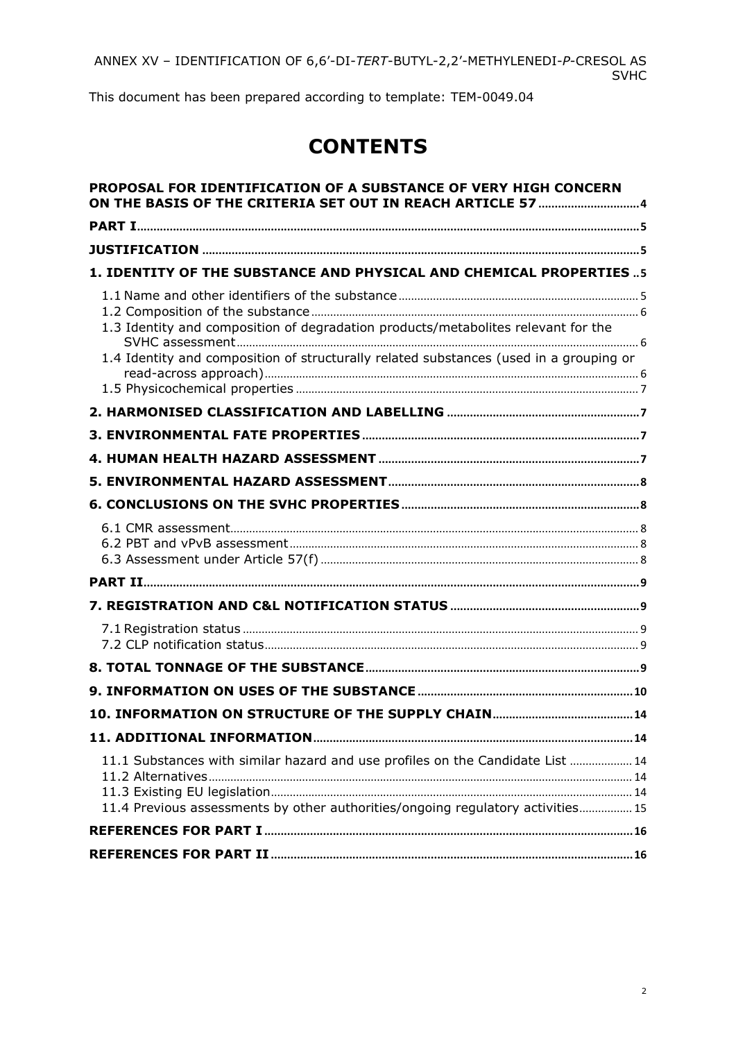This document has been prepared according to template: TEM-0049.04

# CONTENTS

**PROPOSAL FOR IDENTIFICATION OF A SUBSTANCE OF VERY HIGH CONCERN ON THE BASIS OF THE CRITERIA SET OUT IN REACH ARTICLE 57** ..... 4

**PART I** ..... 5

**JUSTIFICATION** ..... 5

**1. IDENTITY OF THE SUBSTANCE AND PHYSICAL AND CHEMICAL PROPERTIES** ..... 5

- 1.1 Name and other identifiers of the substance ..... 5
- 1.2 Composition of the substance ..... 6
- 1.3 Identity and composition of degradation products/metabolites relevant for the SVHC assessment ..... 6
- 1.4 Identity and composition of structurally related substances (used in a grouping or read-across approach) ..... 6
- 1.5 Physicochemical properties ..... 7

**2. HARMONISED CLASSIFICATION AND LABELLING** ..... 7

**3. ENVIRONMENTAL FATE PROPERTIES** ..... 7

**4. HUMAN HEALTH HAZARD ASSESSMENT** ..... 7

**5. ENVIRONMENTAL HAZARD ASSESSMENT** ..... 8

**6. CONCLUSIONS ON THE SVHC PROPERTIES** ..... 8

- 6.1 CMR assessment ..... 8
- 6.2 PBT and vPvB assessment ..... 8
- 6.3 Assessment under Article 57(f) ..... 8

**PART II** ..... 9

**7. REGISTRATION AND C&L NOTIFICATION STATUS** ..... 9

- 7.1 Registration status ..... 9
- 7.2 CLP notification status ..... 9

**8. TOTAL TONNAGE OF THE SUBSTANCE** ..... 9

**9. INFORMATION ON USES OF THE SUBSTANCE** ..... 10

**10. INFORMATION ON STRUCTURE OF THE SUPPLY CHAIN** ..... 14

**11. ADDITIONAL INFORMATION** ..... 14

- 11.1 Substances with similar hazard and use profiles on the Candidate List ..... 14
- 11.2 Alternatives ..... 14
- 11.3 Existing EU legislation ..... 14
- 11.4 Previous assessments by other authorities/ongoing regulatory activities ..... 15

**REFERENCES FOR PART I** ..... 16

**REFERENCES FOR PART II** ..... 16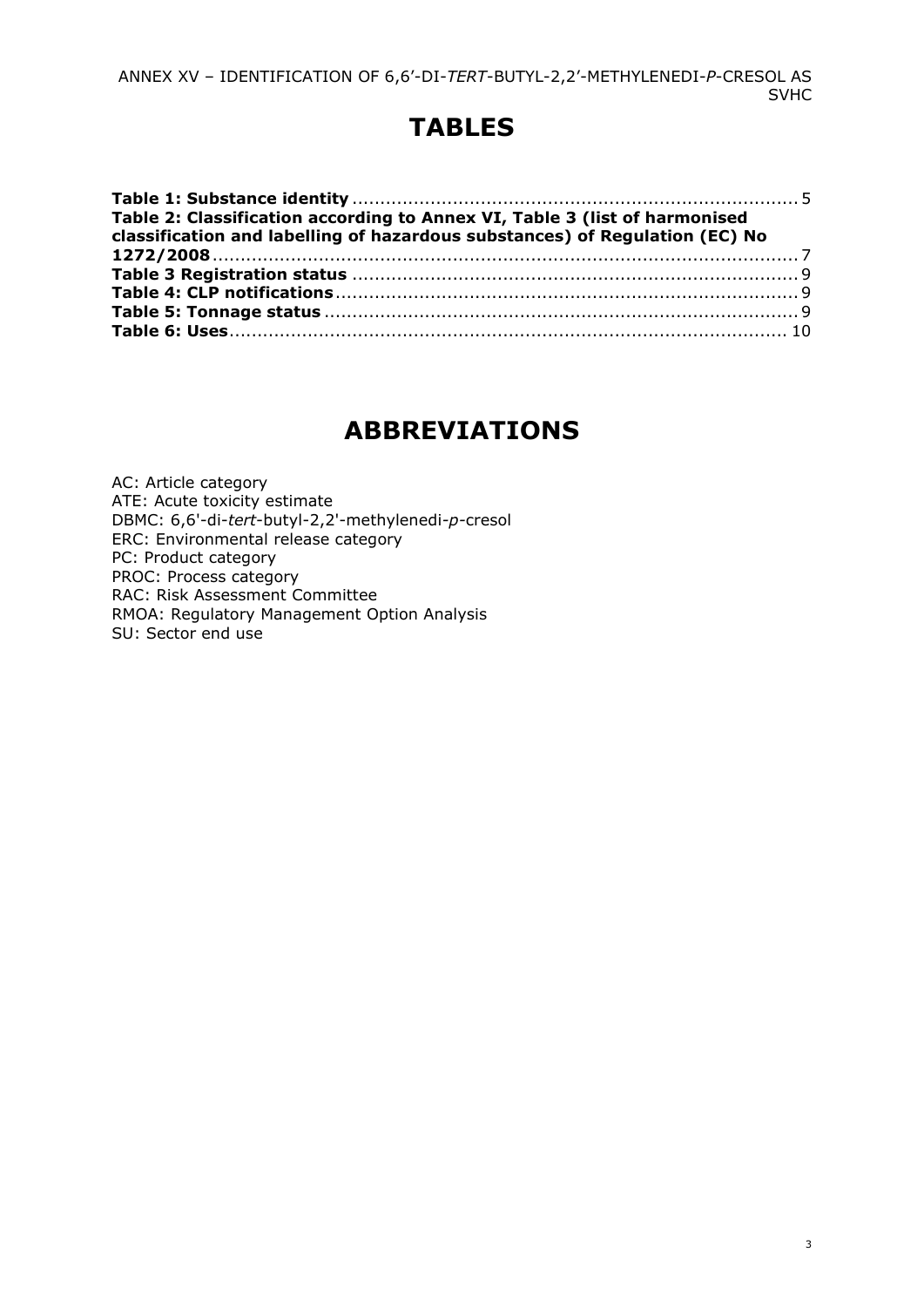# TABLES

**Table 1: Substance identity** ................................................................................ 5
**Table 2: Classification according to Annex VI, Table 3 (list of harmonised classification and labelling of hazardous substances) of Regulation (EC) No 1272/2008** ........................................................................................................ 7
**Table 3 Registration status** ................................................................................ 9
**Table 4: CLP notifications** .................................................................................... 9
**Table 5: Tonnage status** ...................................................................................... 9
**Table 6: Uses** ....................................................................................................... 10

# ABBREVIATIONS

AC: Article category
ATE: Acute toxicity estimate
DBMC: 6,6'-di-*tert*-butyl-2,2'-methylenedi-*p*-cresol
ERC: Environmental release category
PC: Product category
PROC: Process category
RAC: Risk Assessment Committee
RMOA: Regulatory Management Option Analysis
SU: Sector end use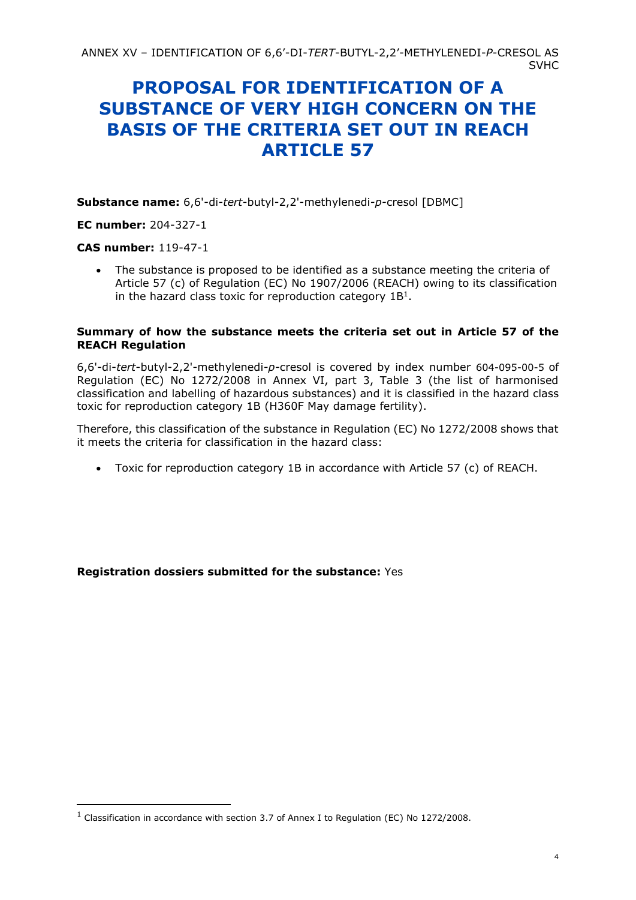# PROPOSAL FOR IDENTIFICATION OF A SUBSTANCE OF VERY HIGH CONCERN ON THE BASIS OF THE CRITERIA SET OUT IN REACH ARTICLE 57

**Substance name:** 6,6'-di-*tert*-butyl-2,2'-methylenedi-*p*-cresol [DBMC]

**EC number:** 204-327-1

**CAS number:** 119-47-1

- The substance is proposed to be identified as a substance meeting the criteria of Article 57 (c) of Regulation (EC) No 1907/2006 (REACH) owing to its classification in the hazard class toxic for reproduction category 1B[1].

**Summary of how the substance meets the criteria set out in Article 57 of the REACH Regulation**

6,6'-di-*tert*-butyl-2,2'-methylenedi-*p*-cresol is covered by index number 604-095-00-5 of Regulation (EC) No 1272/2008 in Annex VI, part 3, Table 3 (the list of harmonised classification and labelling of hazardous substances) and it is classified in the hazard class toxic for reproduction category 1B (H360F May damage fertility).

Therefore, this classification of the substance in Regulation (EC) No 1272/2008 shows that it meets the criteria for classification in the hazard class:

- Toxic for reproduction category 1B in accordance with Article 57 (c) of REACH.

**Registration dossiers submitted for the substance:** Yes

[1] Classification in accordance with section 3.7 of Annex I to Regulation (EC) No 1272/2008.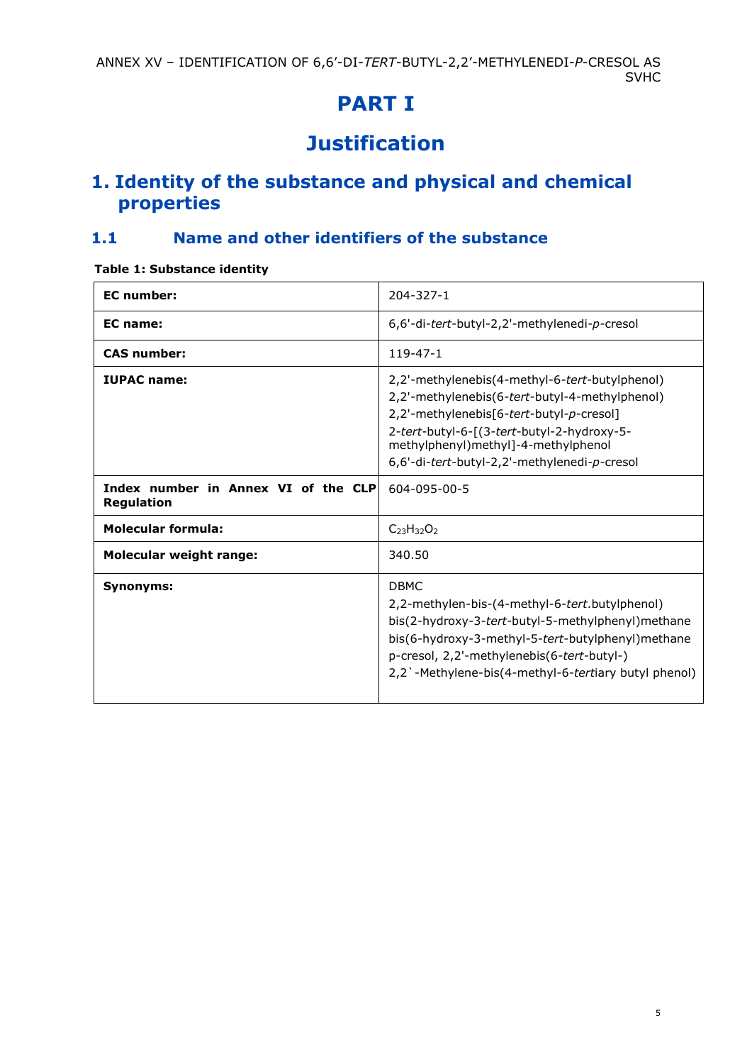# PART I

# Justification

## 1. Identity of the substance and physical and chemical properties

### 1.1 Name and other identifiers of the substance

**Table 1: Substance identity**

| **EC number:** | 204-327-1 |
|---|---|
| **EC name:** | 6,6'-di-*tert*-butyl-2,2'-methylenedi-*p*-cresol |
| **CAS number:** | 119-47-1 |
| **IUPAC name:** | 2,2'-methylenebis(4-methyl-6-*tert*-butylphenol)<br>2,2'-methylenebis(6-*tert*-butyl-4-methylphenol)<br>2,2'-methylenebis[6-*tert*-butyl-*p*-cresol]<br>2-*tert*-butyl-6-[(3-*tert*-butyl-2-hydroxy-5-methylphenyl)methyl]-4-methylphenol<br>6,6'-di-*tert*-butyl-2,2'-methylenedi-*p*-cresol |
| **Index number in Annex VI of the CLP Regulation** | 604-095-00-5 |
| **Molecular formula:** | $C_{23}H_{32}O_2$ |
| **Molecular weight range:** | 340.50 |
| **Synonyms:** | DBMC<br>2,2-methylen-bis-(4-methyl-6-*tert*.butylphenol)<br>bis(2-hydroxy-3-*tert*-butyl-5-methylphenyl)methane<br>bis(6-hydroxy-3-methyl-5-*tert*-butylphenyl)methane<br>p-cresol, 2,2'-methylenebis(6-*tert*-butyl-)<br>2,2`-Methylene-bis(4-methyl-6-*tert*iary butyl phenol) |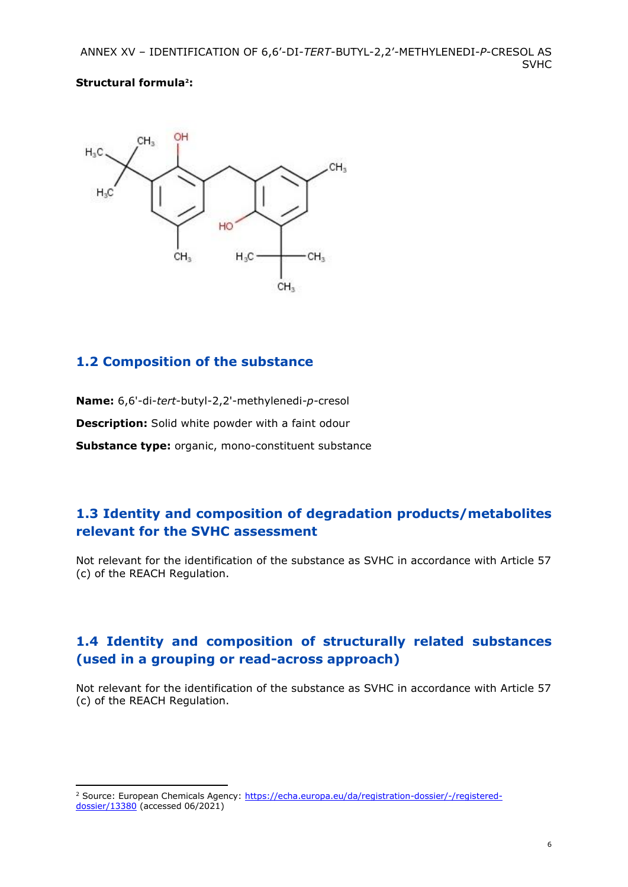**Structural formula**[2]**:**

## 1.2 Composition of the substance

**Name:** 6,6'-di-*tert*-butyl-2,2'-methylenedi-*p*-cresol

**Description:** Solid white powder with a faint odour

**Substance type:** organic, mono-constituent substance

## 1.3 Identity and composition of degradation products/metabolites relevant for the SVHC assessment

Not relevant for the identification of the substance as SVHC in accordance with Article 57 (c) of the REACH Regulation.

## 1.4 Identity and composition of structurally related substances (used in a grouping or read-across approach)

Not relevant for the identification of the substance as SVHC in accordance with Article 57 (c) of the REACH Regulation.

---

[2] Source: European Chemicals Agency: https://echa.europa.eu/da/registration-dossier/-/registered-dossier/13380 (accessed 06/2021)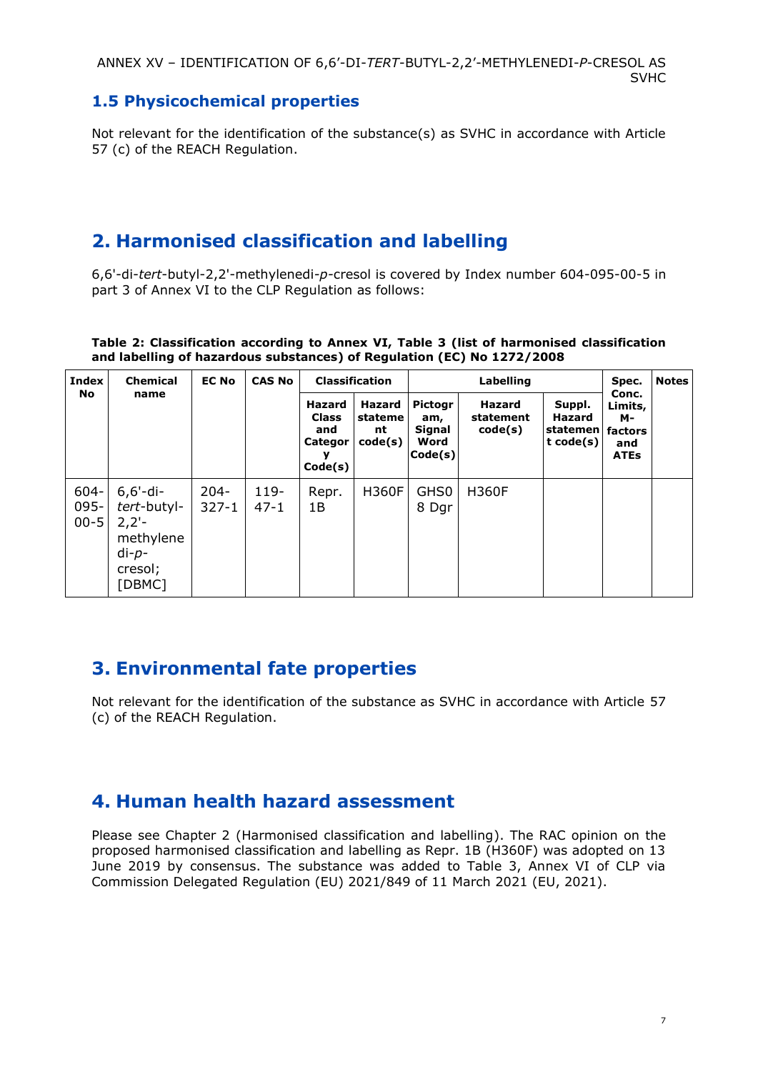## 1.5 Physicochemical properties

Not relevant for the identification of the substance(s) as SVHC in accordance with Article 57 (c) of the REACH Regulation.

# 2. Harmonised classification and labelling

6,6'-di-*tert*-butyl-2,2'-methylenedi-*p*-cresol is covered by Index number 604-095-00-5 in part 3 of Annex VI to the CLP Regulation as follows:

**Table 2: Classification according to Annex VI, Table 3 (list of harmonised classification and labelling of hazardous substances) of Regulation (EC) No 1272/2008**

| Index No | Chemical name | EC No | CAS No | Classification | | Labelling | | | Spec. Conc. Limits, M-factors and ATEs | Notes |
|---|---|---|---|---|---|---|---|---|---|---|
| | | | | Hazard Class and Category Code(s) | Hazard statement code(s) | Pictogram, Signal Word Code(s) | Hazard statement code(s) | Suppl. Hazard statement code(s) | | |
| 604-095-00-5 | 6,6'-di-*tert*-butyl-2,2'-methylenedi-*p*-cresol; [DBMC] | 204-327-1 | 119-47-1 | Repr. 1B | H360F | GHS08 Dgr | H360F | | | |

# 3. Environmental fate properties

Not relevant for the identification of the substance as SVHC in accordance with Article 57 (c) of the REACH Regulation.

# 4. Human health hazard assessment

Please see Chapter 2 (Harmonised classification and labelling). The RAC opinion on the proposed harmonised classification and labelling as Repr. 1B (H360F) was adopted on 13 June 2019 by consensus. The substance was added to Table 3, Annex VI of CLP via Commission Delegated Regulation (EU) 2021/849 of 11 March 2021 (EU, 2021).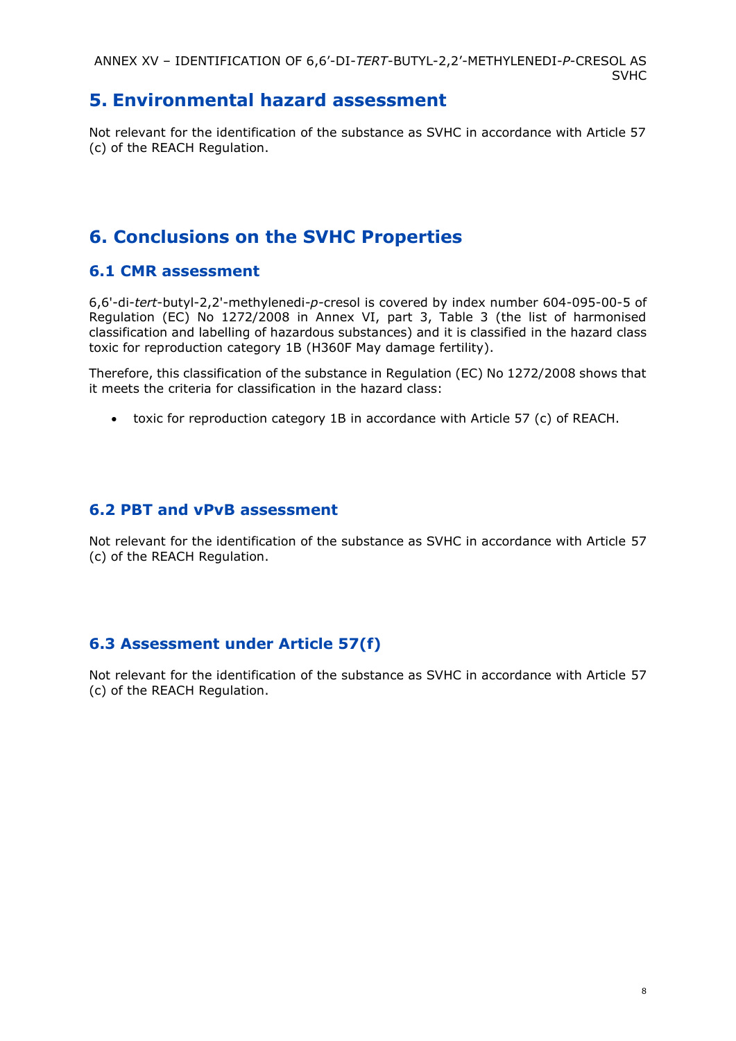# 5. Environmental hazard assessment

Not relevant for the identification of the substance as SVHC in accordance with Article 57 (c) of the REACH Regulation.

# 6. Conclusions on the SVHC Properties

## 6.1 CMR assessment

6,6'-di-*tert*-butyl-2,2'-methylenedi-*p*-cresol is covered by index number 604-095-00-5 of Regulation (EC) No 1272/2008 in Annex VI, part 3, Table 3 (the list of harmonised classification and labelling of hazardous substances) and it is classified in the hazard class toxic for reproduction category 1B (H360F May damage fertility).

Therefore, this classification of the substance in Regulation (EC) No 1272/2008 shows that it meets the criteria for classification in the hazard class:

- toxic for reproduction category 1B in accordance with Article 57 (c) of REACH.

## 6.2 PBT and vPvB assessment

Not relevant for the identification of the substance as SVHC in accordance with Article 57 (c) of the REACH Regulation.

## 6.3 Assessment under Article 57(f)

Not relevant for the identification of the substance as SVHC in accordance with Article 57 (c) of the REACH Regulation.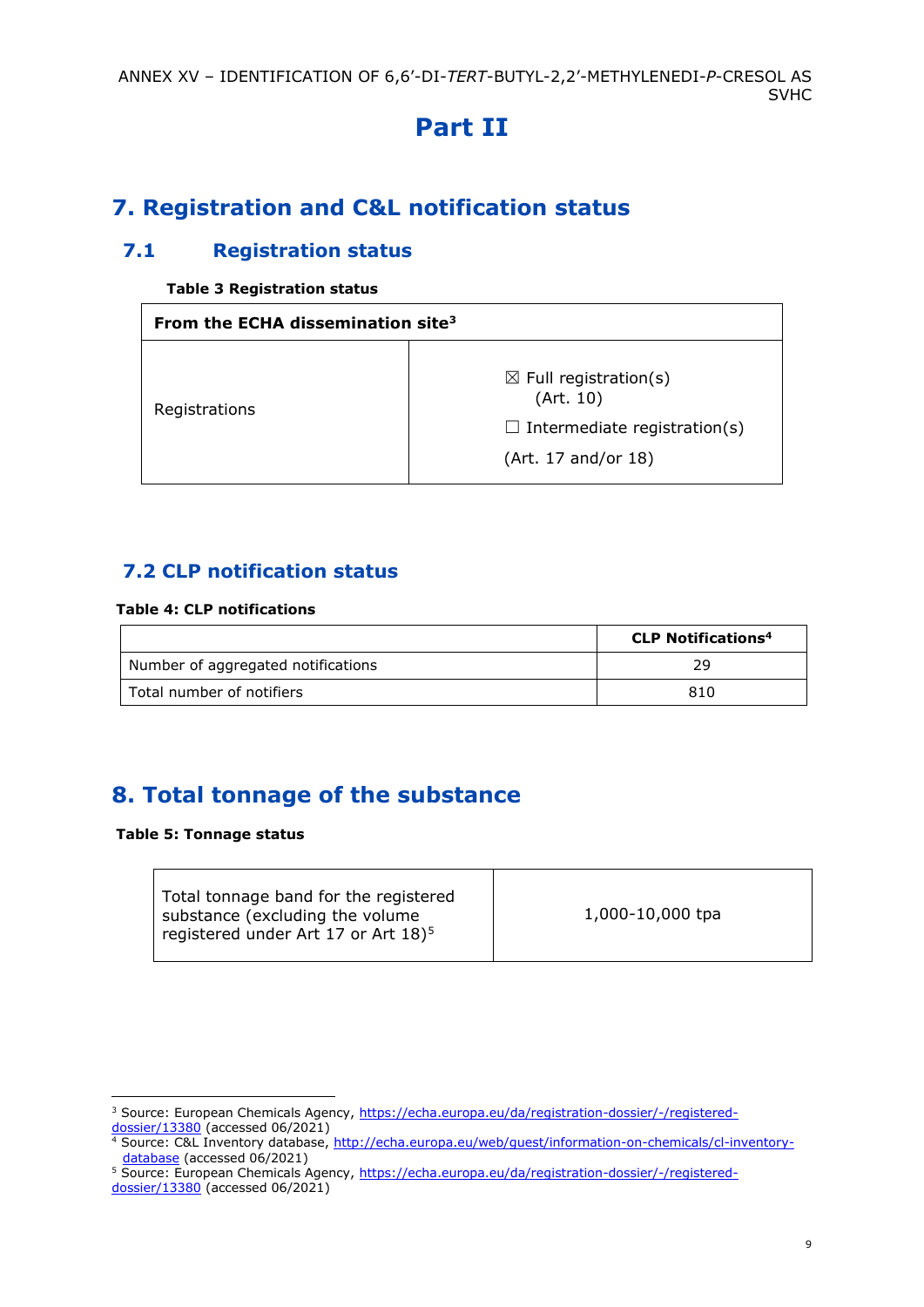# Part II

## 7. Registration and C&L notification status

### 7.1 Registration status

**Table 3 Registration status**

| From the ECHA dissemination site[3] | |
|---|---|
| Registrations | ☒ Full registration(s) (Art. 10)<br>☐ Intermediate registration(s) (Art. 17 and/or 18) |

### 7.2 CLP notification status

**Table 4: CLP notifications**

| | CLP Notifications[4] |
|---|---|
| Number of aggregated notifications | 29 |
| Total number of notifiers | 810 |

## 8. Total tonnage of the substance

**Table 5: Tonnage status**

| Total tonnage band for the registered substance (excluding the volume registered under Art 17 or Art 18)[5] | 1,000-10,000 tpa |
|---|---|

---

[3] Source: European Chemicals Agency, https://echa.europa.eu/da/registration-dossier/-/registered-dossier/13380 (accessed 06/2021)

[4] Source: C&L Inventory database, http://echa.europa.eu/web/guest/information-on-chemicals/cl-inventory-database (accessed 06/2021)

[5] Source: European Chemicals Agency, https://echa.europa.eu/da/registration-dossier/-/registered-dossier/13380 (accessed 06/2021)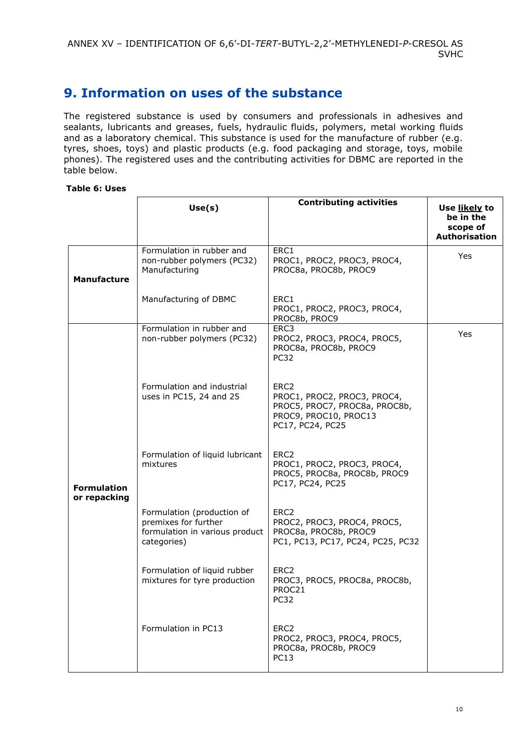# 9. Information on uses of the substance

The registered substance is used by consumers and professionals in adhesives and sealants, lubricants and greases, fuels, hydraulic fluids, polymers, metal working fluids and as a laboratory chemical. This substance is used for the manufacture of rubber (e.g. tyres, shoes, toys) and plastic products (e.g. food packaging and storage, toys, mobile phones). The registered uses and the contributing activities for DBMC are reported in the table below.

**Table 6: Uses**

| | **Use(s)** | **Contributing activities** | **Use likely to be in the scope of Authorisation** |
|---|---|---|---|
| **Manufacture** | Formulation in rubber and non-rubber polymers (PC32) Manufacturing | ERC1<br>PROC1, PROC2, PROC3, PROC4, PROC8a, PROC8b, PROC9 | Yes |
| | Manufacturing of DBMC | ERC1<br>PROC1, PROC2, PROC3, PROC4, PROC8b, PROC9 | |
| **Formulation or repacking** | Formulation in rubber and non-rubber polymers (PC32) | ERC3<br>PROC2, PROC3, PROC4, PROC5, PROC8a, PROC8b, PROC9<br>PC32 | Yes |
| | Formulation and industrial uses in PC15, 24 and 25 | ERC2<br>PROC1, PROC2, PROC3, PROC4, PROC5, PROC7, PROC8a, PROC8b, PROC9, PROC10, PROC13<br>PC17, PC24, PC25 | |
| | Formulation of liquid lubricant mixtures | ERC2<br>PROC1, PROC2, PROC3, PROC4, PROC5, PROC8a, PROC8b, PROC9<br>PC17, PC24, PC25 | |
| | Formulation (production of premixes for further formulation in various product categories) | ERC2<br>PROC2, PROC3, PROC4, PROC5, PROC8a, PROC8b, PROC9<br>PC1, PC13, PC17, PC24, PC25, PC32 | |
| | Formulation of liquid rubber mixtures for tyre production | ERC2<br>PROC3, PROC5, PROC8a, PROC8b, PROC21<br>PC32 | |
| | Formulation in PC13 | ERC2<br>PROC2, PROC3, PROC4, PROC5, PROC8a, PROC8b, PROC9<br>PC13 | |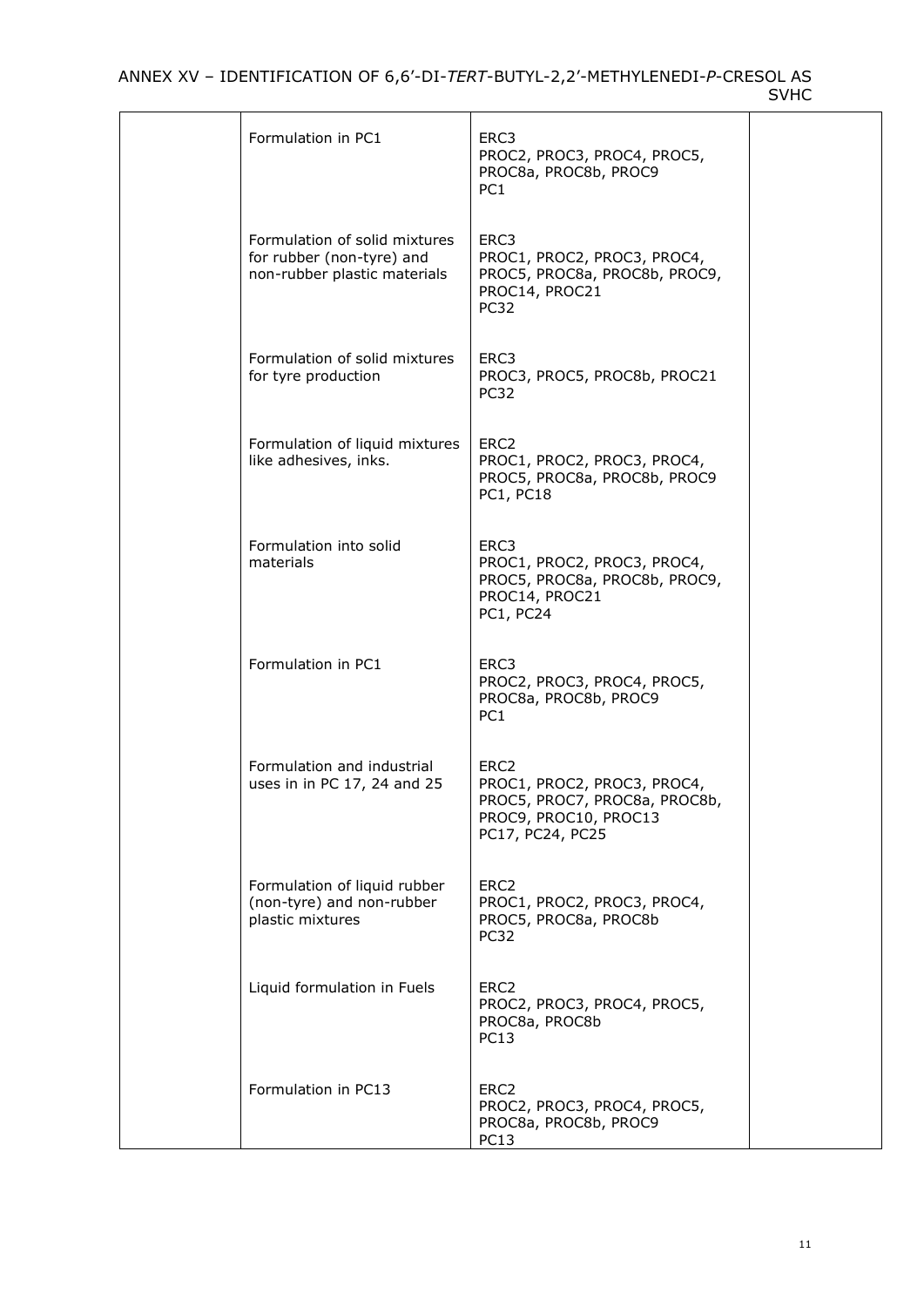| | | | |
|---|---|---|---|
| | Formulation in PC1 | ERC3<br>PROC2, PROC3, PROC4, PROC5, PROC8a, PROC8b, PROC9<br>PC1 | |
| | Formulation of solid mixtures for rubber (non-tyre) and non-rubber plastic materials | ERC3<br>PROC1, PROC2, PROC3, PROC4, PROC5, PROC8a, PROC8b, PROC9, PROC14, PROC21<br>PC32 | |
| | Formulation of solid mixtures for tyre production | ERC3<br>PROC3, PROC5, PROC8b, PROC21<br>PC32 | |
| | Formulation of liquid mixtures like adhesives, inks. | ERC2<br>PROC1, PROC2, PROC3, PROC4, PROC5, PROC8a, PROC8b, PROC9<br>PC1, PC18 | |
| | Formulation into solid materials | ERC3<br>PROC1, PROC2, PROC3, PROC4, PROC5, PROC8a, PROC8b, PROC9, PROC14, PROC21<br>PC1, PC24 | |
| | Formulation in PC1 | ERC3<br>PROC2, PROC3, PROC4, PROC5, PROC8a, PROC8b, PROC9<br>PC1 | |
| | Formulation and industrial uses in in PC 17, 24 and 25 | ERC2<br>PROC1, PROC2, PROC3, PROC4, PROC5, PROC7, PROC8a, PROC8b, PROC9, PROC10, PROC13<br>PC17, PC24, PC25 | |
| | Formulation of liquid rubber (non-tyre) and non-rubber plastic mixtures | ERC2<br>PROC1, PROC2, PROC3, PROC4, PROC5, PROC8a, PROC8b<br>PC32 | |
| | Liquid formulation in Fuels | ERC2<br>PROC2, PROC3, PROC4, PROC5, PROC8a, PROC8b<br>PC13 | |
| | Formulation in PC13 | ERC2<br>PROC2, PROC3, PROC4, PROC5, PROC8a, PROC8b, PROC9<br>PC13 | |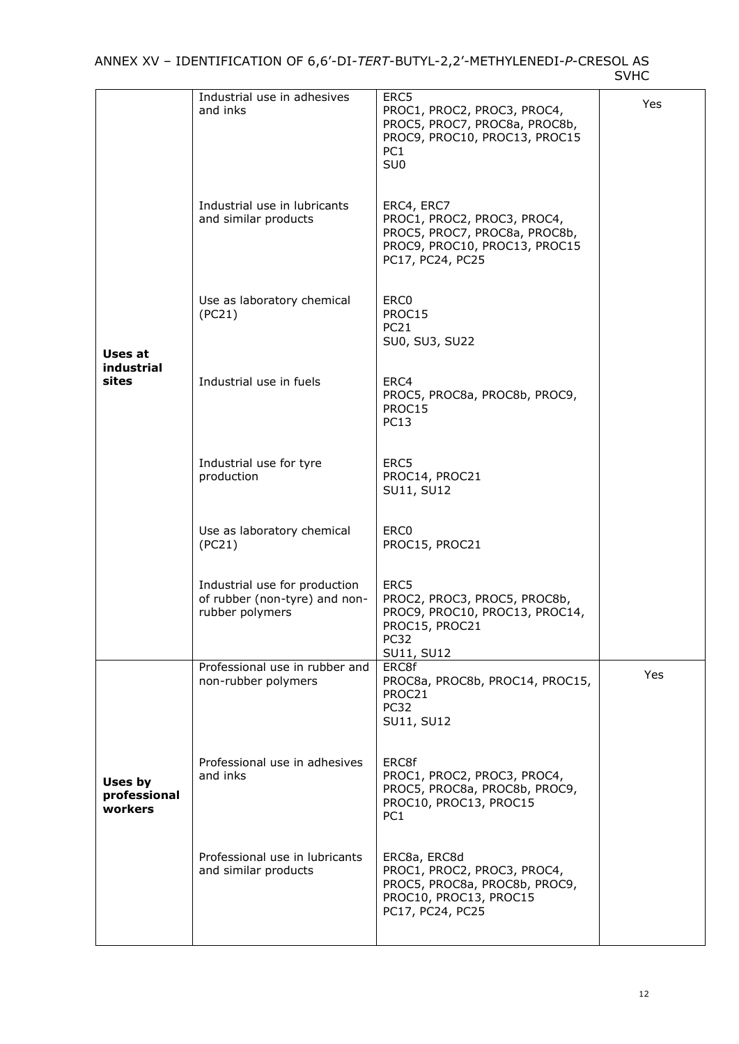| | | | |
|---|---|---|---|
| Uses at industrial sites | Industrial use in adhesives and inks | ERC5<br>PROC1, PROC2, PROC3, PROC4, PROC5, PROC7, PROC8a, PROC8b, PROC9, PROC10, PROC13, PROC15<br>PC1<br>SU0 | Yes |
| | Industrial use in lubricants and similar products | ERC4, ERC7<br>PROC1, PROC2, PROC3, PROC4, PROC5, PROC7, PROC8a, PROC8b, PROC9, PROC10, PROC13, PROC15<br>PC17, PC24, PC25 | |
| | Use as laboratory chemical (PC21) | ERC0<br>PROC15<br>PC21<br>SU0, SU3, SU22 | |
| | Industrial use in fuels | ERC4<br>PROC5, PROC8a, PROC8b, PROC9, PROC15<br>PC13 | |
| | Industrial use for tyre production | ERC5<br>PROC14, PROC21<br>SU11, SU12 | |
| | Use as laboratory chemical (PC21) | ERC0<br>PROC15, PROC21 | |
| | Industrial use for production of rubber (non-tyre) and non-rubber polymers | ERC5<br>PROC2, PROC3, PROC5, PROC8b, PROC9, PROC10, PROC13, PROC14, PROC15, PROC21<br>PC32<br>SU11, SU12 | |
| Uses by professional workers | Professional use in rubber and non-rubber polymers | ERC8f<br>PROC8a, PROC8b, PROC14, PROC15, PROC21<br>PC32<br>SU11, SU12 | Yes |
| | Professional use in adhesives and inks | ERC8f<br>PROC1, PROC2, PROC3, PROC4, PROC5, PROC8a, PROC8b, PROC9, PROC10, PROC13, PROC15<br>PC1 | |
| | Professional use in lubricants and similar products | ERC8a, ERC8d<br>PROC1, PROC2, PROC3, PROC4, PROC5, PROC8a, PROC8b, PROC9, PROC10, PROC13, PROC15<br>PC17, PC24, PC25 | |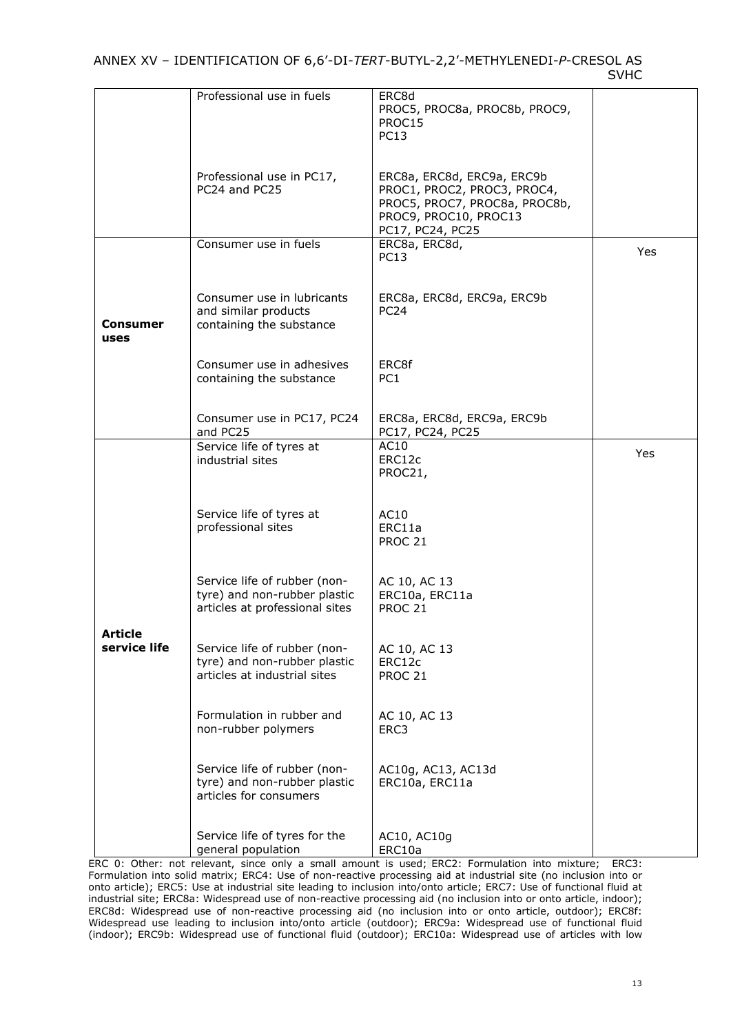| | Professional use in fuels | ERC8d<br>PROC5, PROC8a, PROC8b, PROC9, PROC15<br>PC13 | |
|---|---|---|---|
| | Professional use in PC17, PC24 and PC25 | ERC8a, ERC8d, ERC9a, ERC9b<br>PROC1, PROC2, PROC3, PROC4, PROC5, PROC7, PROC8a, PROC8b, PROC9, PROC10, PROC13<br>PC17, PC24, PC25 | |
| **Consumer uses** | Consumer use in fuels | ERC8a, ERC8d,<br>PC13 | Yes |
| | Consumer use in lubricants and similar products containing the substance | ERC8a, ERC8d, ERC9a, ERC9b<br>PC24 | |
| | Consumer use in adhesives containing the substance | ERC8f<br>PC1 | |
| | Consumer use in PC17, PC24 and PC25 | ERC8a, ERC8d, ERC9a, ERC9b<br>PC17, PC24, PC25 | |
| **Article service life** | Service life of tyres at industrial sites | AC10<br>ERC12c<br>PROC21, | Yes |
| | Service life of tyres at professional sites | AC10<br>ERC11a<br>PROC 21 | |
| | Service life of rubber (non-tyre) and non-rubber plastic articles at professional sites | AC 10, AC 13<br>ERC10a, ERC11a<br>PROC 21 | |
| | Service life of rubber (non-tyre) and non-rubber plastic articles at industrial sites | AC 10, AC 13<br>ERC12c<br>PROC 21 | |
| | Formulation in rubber and non-rubber polymers | AC 10, AC 13<br>ERC3 | |
| | Service life of rubber (non-tyre) and non-rubber plastic articles for consumers | AC10g, AC13, AC13d<br>ERC10a, ERC11a | |
| | Service life of tyres for the general population | AC10, AC10g<br>ERC10a | |

ERC 0: Other: not relevant, since only a small amount is used; ERC2: Formulation into mixture; ERC3: Formulation into solid matrix; ERC4: Use of non-reactive processing aid at industrial site (no inclusion into or onto article); ERC5: Use at industrial site leading to inclusion into/onto article; ERC7: Use of functional fluid at industrial site; ERC8a: Widespread use of non-reactive processing aid (no inclusion into or onto article, indoor); ERC8d: Widespread use of non-reactive processing aid (no inclusion into or onto article, outdoor); ERC8f: Widespread use leading to inclusion into/onto article (outdoor); ERC9a: Widespread use of functional fluid (indoor); ERC9b: Widespread use of functional fluid (outdoor); ERC10a: Widespread use of articles with low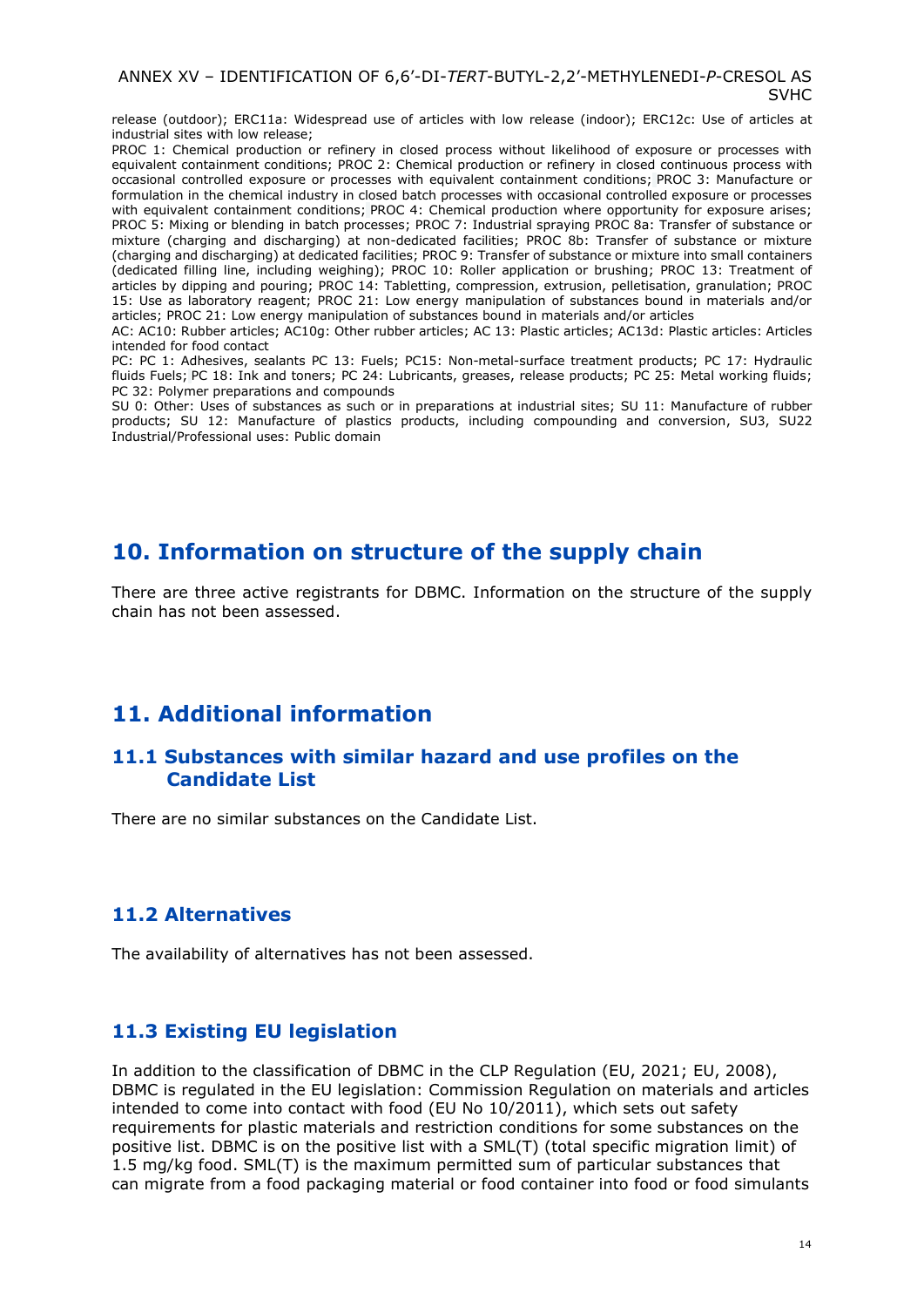release (outdoor); ERC11a: Widespread use of articles with low release (indoor); ERC12c: Use of articles at industrial sites with low release;

PROC 1: Chemical production or refinery in closed process without likelihood of exposure or processes with equivalent containment conditions; PROC 2: Chemical production or refinery in closed continuous process with occasional controlled exposure or processes with equivalent containment conditions; PROC 3: Manufacture or formulation in the chemical industry in closed batch processes with occasional controlled exposure or processes with equivalent containment conditions; PROC 4: Chemical production where opportunity for exposure arises; PROC 5: Mixing or blending in batch processes; PROC 7: Industrial spraying PROC 8a: Transfer of substance or mixture (charging and discharging) at non-dedicated facilities; PROC 8b: Transfer of substance or mixture (charging and discharging) at dedicated facilities; PROC 9: Transfer of substance or mixture into small containers (dedicated filling line, including weighing); PROC 10: Roller application or brushing; PROC 13: Treatment of articles by dipping and pouring; PROC 14: Tabletting, compression, extrusion, pelletisation, granulation; PROC 15: Use as laboratory reagent; PROC 21: Low energy manipulation of substances bound in materials and/or articles; PROC 21: Low energy manipulation of substances bound in materials and/or articles

AC: AC10: Rubber articles; AC10g: Other rubber articles; AC 13: Plastic articles; AC13d: Plastic articles: Articles intended for food contact

PC: PC 1: Adhesives, sealants PC 13: Fuels; PC15: Non-metal-surface treatment products; PC 17: Hydraulic fluids Fuels; PC 18: Ink and toners; PC 24: Lubricants, greases, release products; PC 25: Metal working fluids; PC 32: Polymer preparations and compounds

SU 0: Other: Uses of substances as such or in preparations at industrial sites; SU 11: Manufacture of rubber products; SU 12: Manufacture of plastics products, including compounding and conversion, SU3, SU22 Industrial/Professional uses: Public domain

# 10. Information on structure of the supply chain

There are three active registrants for DBMC. Information on the structure of the supply chain has not been assessed.

# 11. Additional information

## 11.1 Substances with similar hazard and use profiles on the Candidate List

There are no similar substances on the Candidate List.

## 11.2 Alternatives

The availability of alternatives has not been assessed.

## 11.3 Existing EU legislation

In addition to the classification of DBMC in the CLP Regulation (EU, 2021; EU, 2008), DBMC is regulated in the EU legislation: Commission Regulation on materials and articles intended to come into contact with food (EU No 10/2011), which sets out safety requirements for plastic materials and restriction conditions for some substances on the positive list. DBMC is on the positive list with a SML(T) (total specific migration limit) of 1.5 mg/kg food. SML(T) is the maximum permitted sum of particular substances that can migrate from a food packaging material or food container into food or food simulants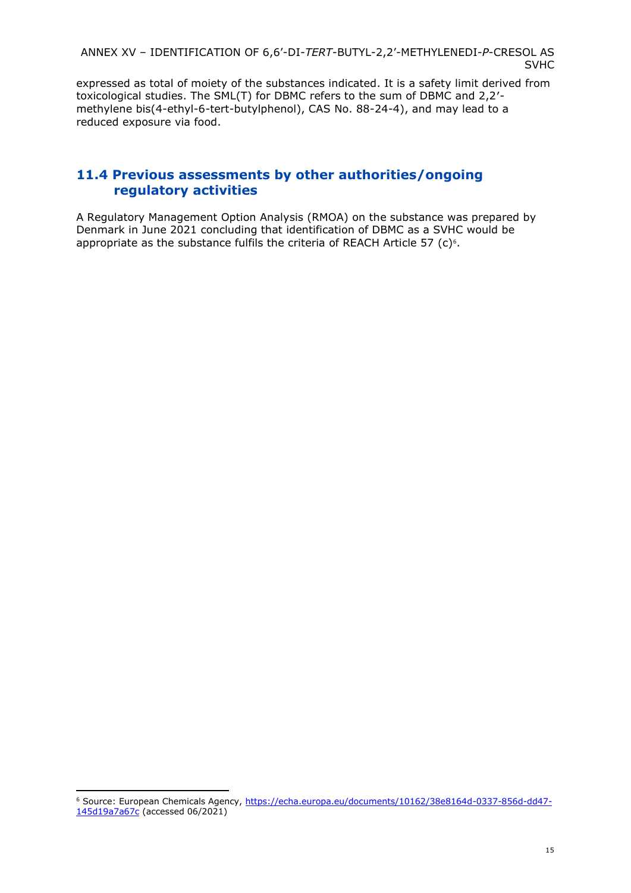expressed as total of moiety of the substances indicated. It is a safety limit derived from toxicological studies. The SML(T) for DBMC refers to the sum of DBMC and 2,2′-methylene bis(4-ethyl-6-tert-butylphenol), CAS No. 88-24-4), and may lead to a reduced exposure via food.

## 11.4 Previous assessments by other authorities/ongoing regulatory activities

A Regulatory Management Option Analysis (RMOA) on the substance was prepared by Denmark in June 2021 concluding that identification of DBMC as a SVHC would be appropriate as the substance fulfils the criteria of REACH Article 57 (c)[6].

---

[6] Source: European Chemicals Agency, https://echa.europa.eu/documents/10162/38e8164d-0337-856d-dd47-145d19a7a67c (accessed 06/2021)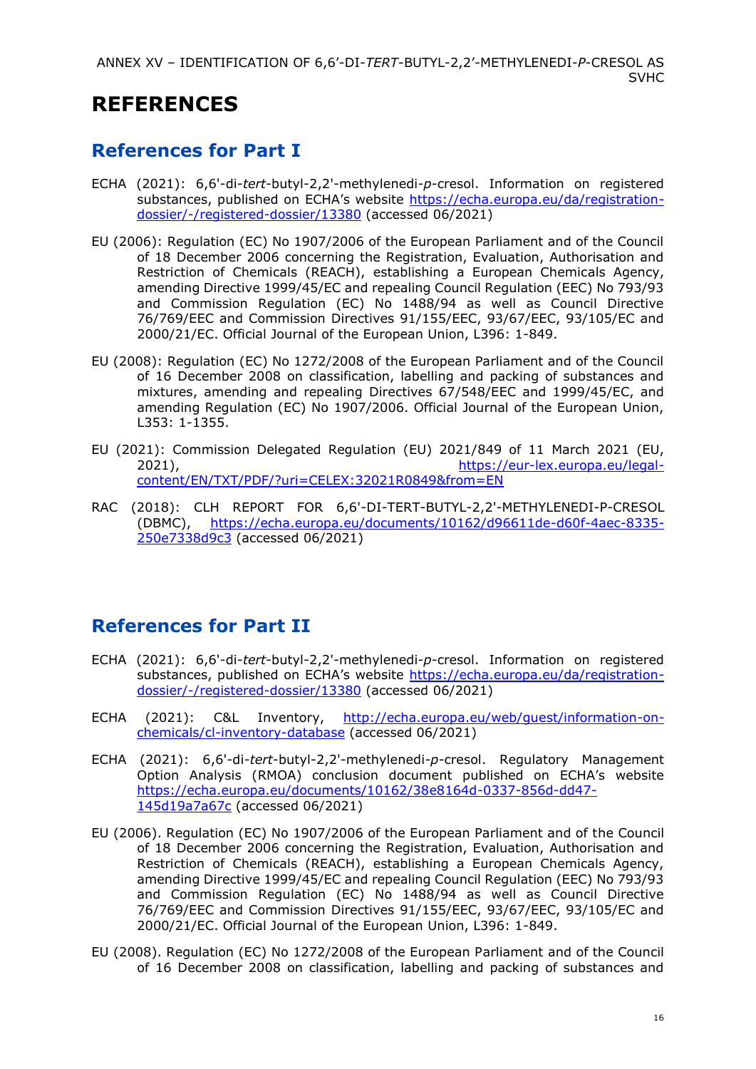# REFERENCES

## References for Part I

ECHA (2021): 6,6'-di-*tert*-butyl-2,2'-methylenedi-*p*-cresol. Information on registered substances, published on ECHA's website https://echa.europa.eu/da/registration-dossier/-/registered-dossier/13380 (accessed 06/2021)

EU (2006): Regulation (EC) No 1907/2006 of the European Parliament and of the Council of 18 December 2006 concerning the Registration, Evaluation, Authorisation and Restriction of Chemicals (REACH), establishing a European Chemicals Agency, amending Directive 1999/45/EC and repealing Council Regulation (EEC) No 793/93 and Commission Regulation (EC) No 1488/94 as well as Council Directive 76/769/EEC and Commission Directives 91/155/EEC, 93/67/EEC, 93/105/EC and 2000/21/EC. Official Journal of the European Union, L396: 1-849.

EU (2008): Regulation (EC) No 1272/2008 of the European Parliament and of the Council of 16 December 2008 on classification, labelling and packing of substances and mixtures, amending and repealing Directives 67/548/EEC and 1999/45/EC, and amending Regulation (EC) No 1907/2006. Official Journal of the European Union, L353: 1-1355.

EU (2021): Commission Delegated Regulation (EU) 2021/849 of 11 March 2021 (EU, 2021), https://eur-lex.europa.eu/legal-content/EN/TXT/PDF/?uri=CELEX:32021R0849&from=EN

RAC (2018): CLH REPORT FOR 6,6'-DI-TERT-BUTYL-2,2'-METHYLENEDI-P-CRESOL (DBMC), https://echa.europa.eu/documents/10162/d96611de-d60f-4aec-8335-250e7338d9c3 (accessed 06/2021)

## References for Part II

ECHA (2021): 6,6'-di-*tert*-butyl-2,2'-methylenedi-*p*-cresol. Information on registered substances, published on ECHA's website https://echa.europa.eu/da/registration-dossier/-/registered-dossier/13380 (accessed 06/2021)

ECHA (2021): C&L Inventory, http://echa.europa.eu/web/guest/information-on-chemicals/cl-inventory-database (accessed 06/2021)

ECHA (2021): 6,6'-di-*tert*-butyl-2,2'-methylenedi-*p*-cresol. Regulatory Management Option Analysis (RMOA) conclusion document published on ECHA's website https://echa.europa.eu/documents/10162/38e8164d-0337-856d-dd47-145d19a7a67c (accessed 06/2021)

EU (2006). Regulation (EC) No 1907/2006 of the European Parliament and of the Council of 18 December 2006 concerning the Registration, Evaluation, Authorisation and Restriction of Chemicals (REACH), establishing a European Chemicals Agency, amending Directive 1999/45/EC and repealing Council Regulation (EEC) No 793/93 and Commission Regulation (EC) No 1488/94 as well as Council Directive 76/769/EEC and Commission Directives 91/155/EEC, 93/67/EEC, 93/105/EC and 2000/21/EC. Official Journal of the European Union, L396: 1-849.

EU (2008). Regulation (EC) No 1272/2008 of the European Parliament and of the Council of 16 December 2008 on classification, labelling and packing of substances and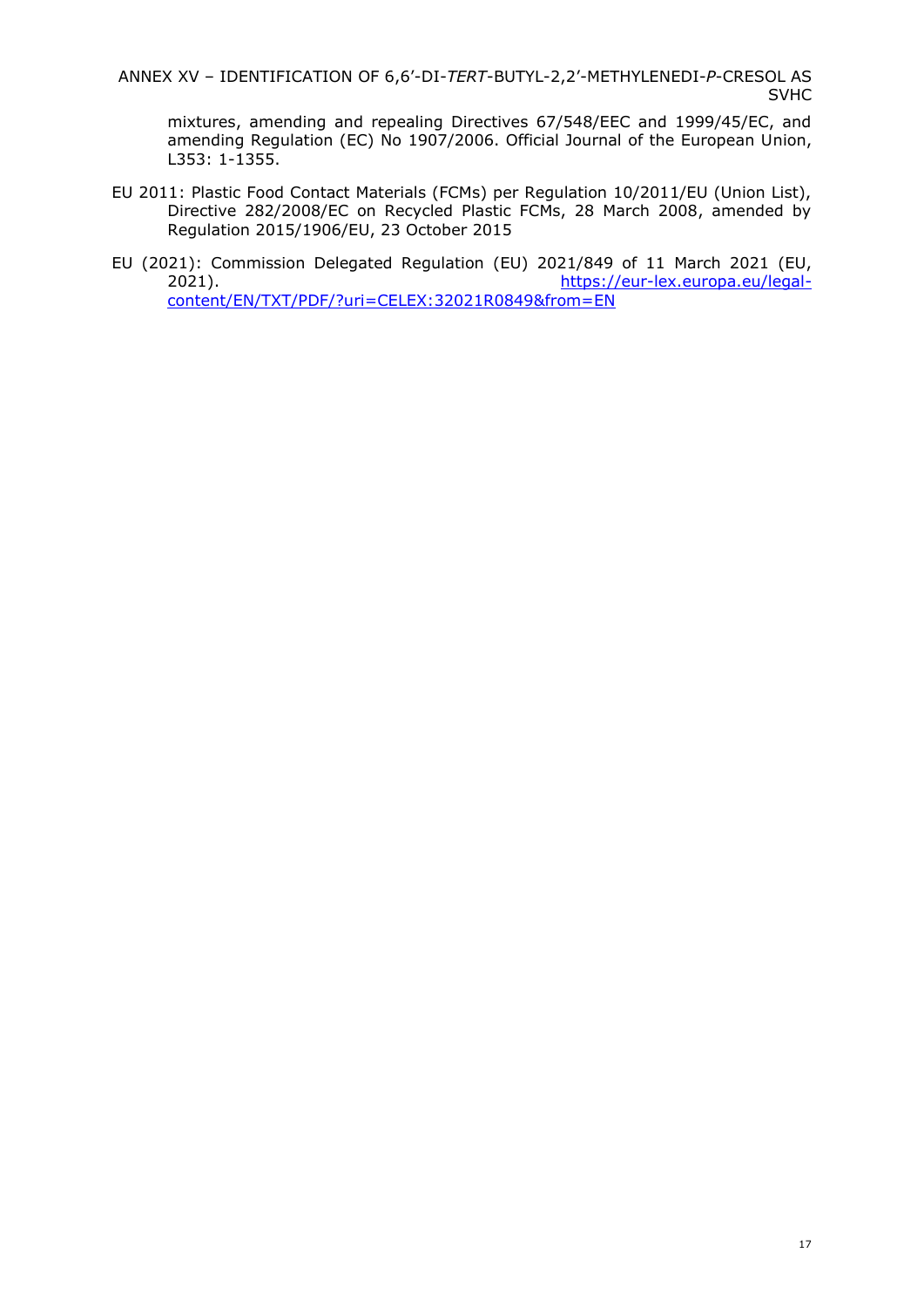mixtures, amending and repealing Directives 67/548/EEC and 1999/45/EC, and amending Regulation (EC) No 1907/2006. Official Journal of the European Union, L353: 1-1355.

EU 2011: Plastic Food Contact Materials (FCMs) per Regulation 10/2011/EU (Union List), Directive 282/2008/EC on Recycled Plastic FCMs, 28 March 2008, amended by Regulation 2015/1906/EU, 23 October 2015

EU (2021): Commission Delegated Regulation (EU) 2021/849 of 11 March 2021 (EU, 2021). https://eur-lex.europa.eu/legal-content/EN/TXT/PDF/?uri=CELEX:32021R0849&from=EN